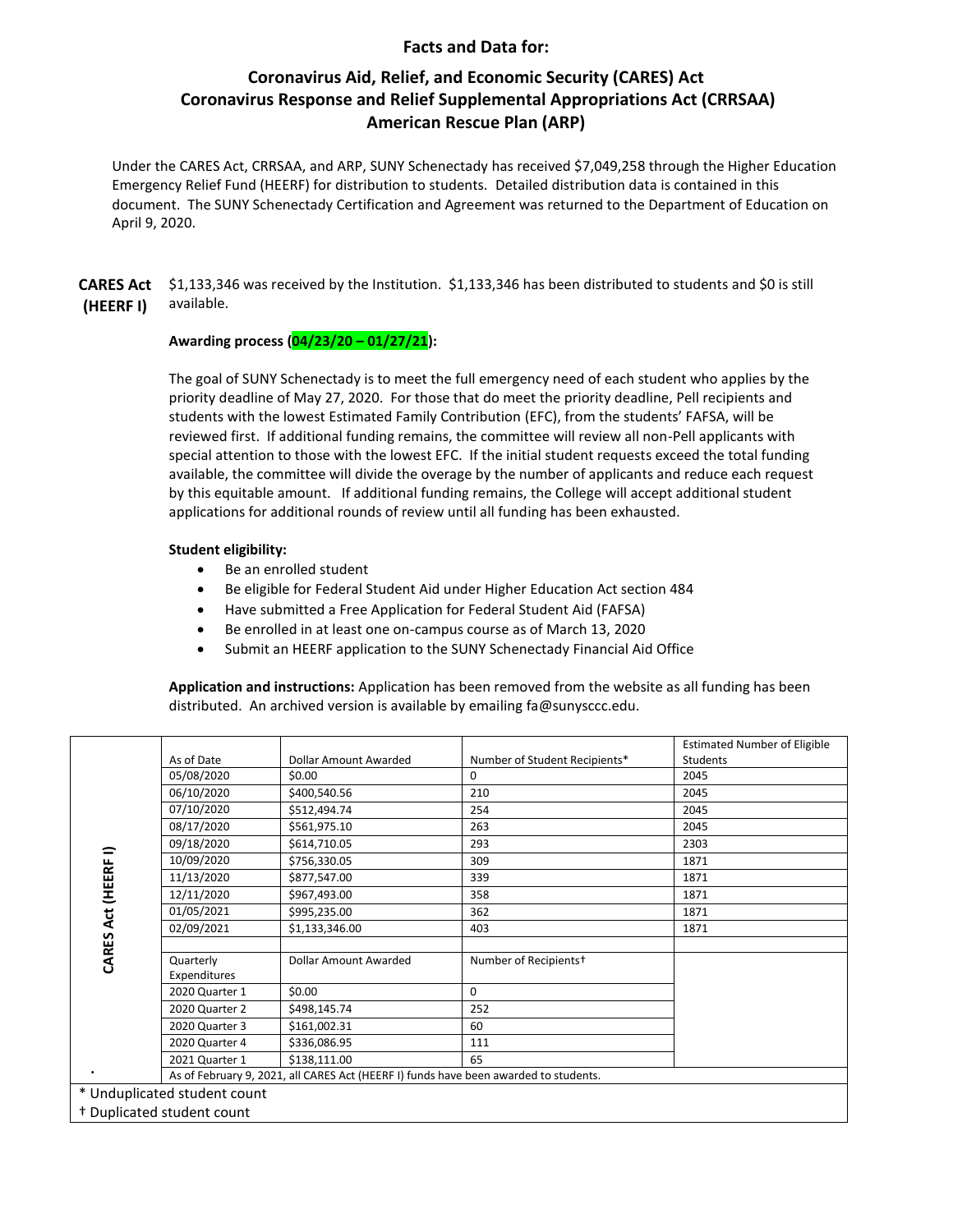## Facts and Data for:

# Coronavirus Aid, Relief, and Economic Security (CARES) Act Coronavirus Response and Relief Supplemental Appropriations Act (CRRSAA) American Rescue Plan (ARP)

Under the CARES Act, CRRSAA, and ARP, SUNY Schenectady has received $7,049,258 through the Higher Education Emergency Relief Fund (HEERF) for distribution to students. Detailed distribution data is contained in this document. The SUNY Schenectady Certification and Agreement was returned to the Department of Education on April 9, 2020.

**CARES Act (HEERF I)** $1,133,346 was received by the Institution. $1,133,346 has been distributed to students and $0 is still available.

**Awarding process (04/23/20 – 01/27/21):**

The goal of SUNY Schenectady is to meet the full emergency need of each student who applies by the priority deadline of May 27, 2020. For those that do meet the priority deadline, Pell recipients and students with the lowest Estimated Family Contribution (EFC), from the students' FAFSA, will be reviewed first. If additional funding remains, the committee will review all non-Pell applicants with special attention to those with the lowest EFC. If the initial student requests exceed the total funding available, the committee will divide the overage by the number of applicants and reduce each request by this equitable amount. If additional funding remains, the College will accept additional student applications for additional rounds of review until all funding has been exhausted.

**Student eligibility:**

- Be an enrolled student
- Be eligible for Federal Student Aid under Higher Education Act section 484
- Have submitted a Free Application for Federal Student Aid (FAFSA)
- Be enrolled in at least one on-campus course as of March 13, 2020
- Submit an HEERF application to the SUNY Schenectady Financial Aid Office

**Application and instructions:** Application has been removed from the website as all funding has been distributed. An archived version is available by emailing fa@sunysccc.edu.

| CARES Act (HEERF I) | As of Date | Dollar Amount Awarded | Number of Student Recipients* | Estimated Number of Eligible Students |
|---|---|---|---|---|
| | 05/08/2020 | $0.00 | 0 | 2045 |
| | 06/10/2020 | $400,540.56 | 210 | 2045 |
| | 07/10/2020 | $512,494.74 | 254 | 2045 |
| | 08/17/2020 | $561,975.10 | 263 | 2045 |
| | 09/18/2020 | $614,710.05 | 293 | 2303 |
| | 10/09/2020 | $756,330.05 | 309 | 1871 |
| | 11/13/2020 | $877,547.00 | 339 | 1871 |
| | 12/11/2020 | $967,493.00 | 358 | 1871 |
| | 01/05/2021 | $995,235.00 | 362 | 1871 |
| | 02/09/2021 | $1,133,346.00 | 403 | 1871 |
| | | | | |
| | Quarterly Expenditures | Dollar Amount Awarded | Number of Recipients† | |
| | 2020 Quarter 1 | $0.00 | 0 | |
| | 2020 Quarter 2 | $498,145.74 | 252 | |
| | 2020 Quarter 3 | $161,002.31 | 60 | |
| | 2020 Quarter 4 | $336,086.95 | 111 | |
| | 2021 Quarter 1 | $138,111.00 | 65 | |
| | As of February 9, 2021, all CARES Act (HEERF I) funds have been awarded to students. | | | |

\* Unduplicated student count

† Duplicated student count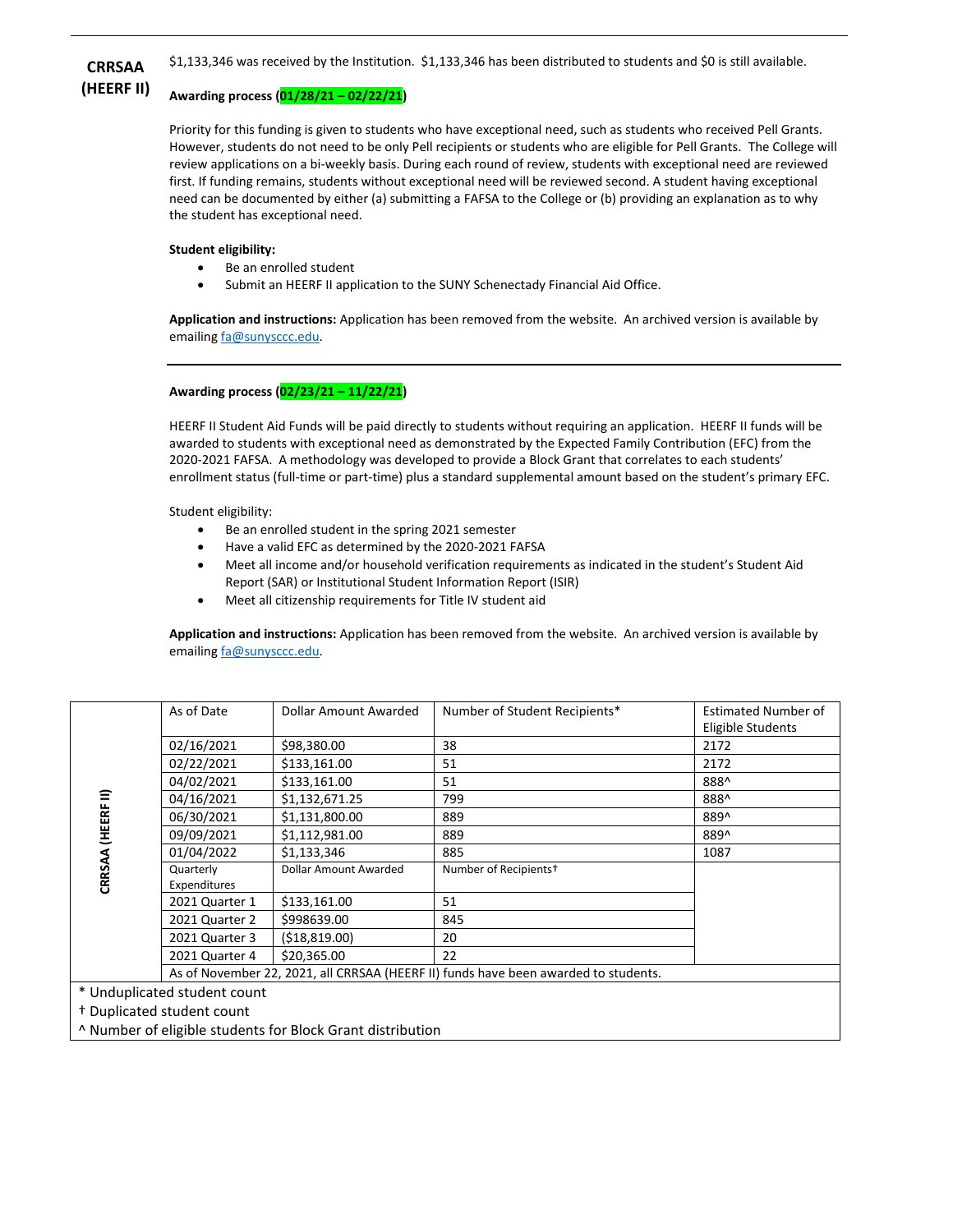**CRRSAA (HEERF II)**

$1,133,346 was received by the Institution. $1,133,346 has been distributed to students and $0 is still available.

**Awarding process (01/28/21 – 02/22/21)**

Priority for this funding is given to students who have exceptional need, such as students who received Pell Grants. However, students do not need to be only Pell recipients or students who are eligible for Pell Grants. The College will review applications on a bi-weekly basis. During each round of review, students with exceptional need are reviewed first. If funding remains, students without exceptional need will be reviewed second. A student having exceptional need can be documented by either (a) submitting a FAFSA to the College or (b) providing an explanation as to why the student has exceptional need.

**Student eligibility:**

- Be an enrolled student
- Submit an HEERF II application to the SUNY Schenectady Financial Aid Office.

**Application and instructions:** Application has been removed from the website. An archived version is available by emailing fa@sunysccc.edu.

---

**Awarding process (02/23/21 – 11/22/21)**

HEERF II Student Aid Funds will be paid directly to students without requiring an application. HEERF II funds will be awarded to students with exceptional need as demonstrated by the Expected Family Contribution (EFC) from the 2020-2021 FAFSA. A methodology was developed to provide a Block Grant that correlates to each students' enrollment status (full-time or part-time) plus a standard supplemental amount based on the student's primary EFC.

Student eligibility:

- Be an enrolled student in the spring 2021 semester
- Have a valid EFC as determined by the 2020-2021 FAFSA
- Meet all income and/or household verification requirements as indicated in the student's Student Aid Report (SAR) or Institutional Student Information Report (ISIR)
- Meet all citizenship requirements for Title IV student aid

**Application and instructions:** Application has been removed from the website. An archived version is available by emailing fa@sunysccc.edu.

| CRSAA (HEERF II) | As of Date | Dollar Amount Awarded | Number of Student Recipients* | Estimated Number of Eligible Students |
|---|---|---|---|---|
| | 02/16/2021 | $98,380.00 | 38 | 2172 |
| | 02/22/2021 | $133,161.00 | 51 | 2172 |
| | 04/02/2021 | $133,161.00 | 51 | 888^ |
| | 04/16/2021 | $1,132,671.25 | 799 | 888^ |
| | 06/30/2021 | $1,131,800.00 | 889 | 889^ |
| | 09/09/2021 | $1,112,981.00 | 889 | 889^ |
| | 01/04/2022 | $1,133,346 | 885 | 1087 |
| | Quarterly Expenditures | Dollar Amount Awarded | Number of Recipients† | |
| | 2021 Quarter 1 | $133,161.00 | 51 | |
| | 2021 Quarter 2 | $998639.00 | 845 | |
| | 2021 Quarter 3 | ($18,819.00) | 20 | |
| | 2021 Quarter 4 | $20,365.00 | 22 | |
| | As of November 22, 2021, all CRRSAA (HEERF II) funds have been awarded to students. | | | |

\* Unduplicated student count
† Duplicated student count
^ Number of eligible students for Block Grant distribution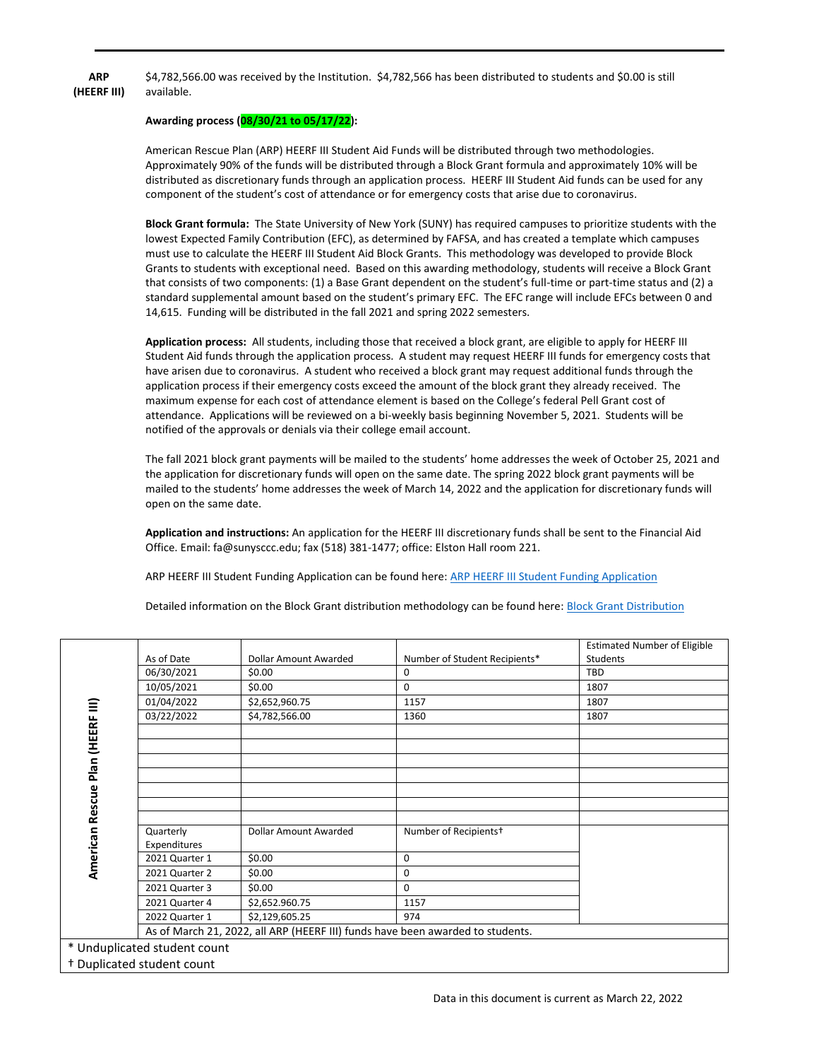**ARP (HEERF III)** $4,782,566.00 was received by the Institution. $4,782,566 has been distributed to students and $0.00 is still available.

**Awarding process (08/30/21 to 05/17/22):**

American Rescue Plan (ARP) HEERF III Student Aid Funds will be distributed through two methodologies. Approximately 90% of the funds will be distributed through a Block Grant formula and approximately 10% will be distributed as discretionary funds through an application process. HEERF III Student Aid funds can be used for any component of the student's cost of attendance or for emergency costs that arise due to coronavirus.

**Block Grant formula:** The State University of New York (SUNY) has required campuses to prioritize students with the lowest Expected Family Contribution (EFC), as determined by FAFSA, and has created a template which campuses must use to calculate the HEERF III Student Aid Block Grants. This methodology was developed to provide Block Grants to students with exceptional need. Based on this awarding methodology, students will receive a Block Grant that consists of two components: (1) a Base Grant dependent on the student's full-time or part-time status and (2) a standard supplemental amount based on the student's primary EFC. The EFC range will include EFCs between 0 and 14,615. Funding will be distributed in the fall 2021 and spring 2022 semesters.

**Application process:** All students, including those that received a block grant, are eligible to apply for HEERF III Student Aid funds through the application process. A student may request HEERF III funds for emergency costs that have arisen due to coronavirus. A student who received a block grant may request additional funds through the application process if their emergency costs exceed the amount of the block grant they already received. The maximum expense for each cost of attendance element is based on the College's federal Pell Grant cost of attendance. Applications will be reviewed on a bi-weekly basis beginning November 5, 2021. Students will be notified of the approvals or denials via their college email account.

The fall 2021 block grant payments will be mailed to the students' home addresses the week of October 25, 2021 and the application for discretionary funds will open on the same date. The spring 2022 block grant payments will be mailed to the students' home addresses the week of March 14, 2022 and the application for discretionary funds will open on the same date.

**Application and instructions:** An application for the HEERF III discretionary funds shall be sent to the Financial Aid Office. Email: fa@sunysccc.edu; fax (518) 381-1477; office: Elston Hall room 221.

ARP HEERF III Student Funding Application can be found here: ARP HEERF III Student Funding Application

Detailed information on the Block Grant distribution methodology can be found here: Block Grant Distribution

| American Rescue Plan (HEERF III) | As of Date | Dollar Amount Awarded | Number of Student Recipients* | Estimated Number of Eligible Students |
|---|---|---|---|---|
| | 06/30/2021 | $0.00 | 0 | TBD |
| | 10/05/2021 | $0.00 | 0 | 1807 |
| | 01/04/2022 | $2,652,960.75 | 1157 | 1807 |
| | 03/22/2022 | $4,782,566.00 | 1360 | 1807 |
| | | | | |
| | | | | |
| | | | | |
| | | | | |
| | | | | |
| | | | | |
| | | | | |
| | Quarterly Expenditures | Dollar Amount Awarded | Number of Recipients† | |
| | 2021 Quarter 1 | $0.00 | 0 | |
| | 2021 Quarter 2 | $0.00 | 0 | |
| | 2021 Quarter 3 | $0.00 | 0 | |
| | 2021 Quarter 4 | $2,652.960.75 | 1157 | |
| | 2022 Quarter 1 | $2,129,605.25 | 974 | |
| | As of March 21, 2022, all ARP (HEERF III) funds have been awarded to students. | | | |

\* Unduplicated student count

† Duplicated student count

Data in this document is current as March 22, 2022